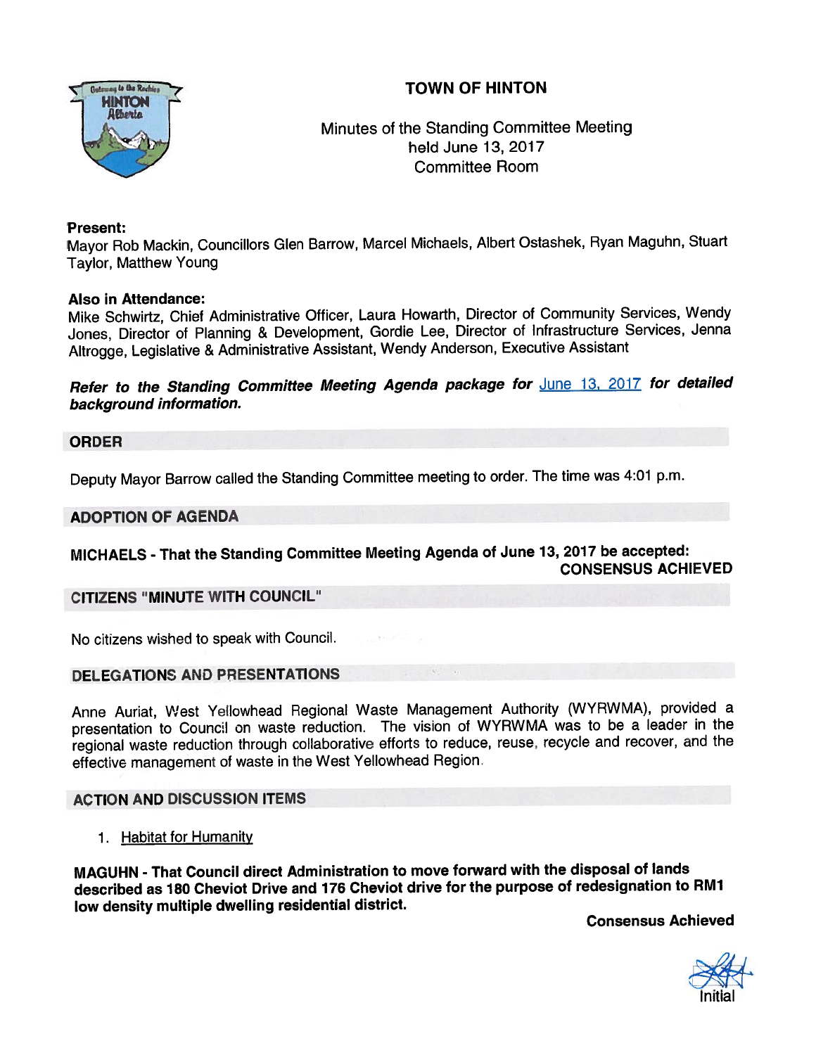# TOWN OF HINTON

Minutes of the Standing Committee Meeting
held June 13, 2017
Committee Room

**Present:**
Mayor Rob Mackin, Councillors Glen Barrow, Marcel Michaels, Albert Ostashek, Ryan Maguhn, Stuart Taylor, Matthew Young

**Also in Attendance:**
Mike Schwirtz, Chief Administrative Officer, Laura Howarth, Director of Community Services, Wendy Jones, Director of Planning & Development, Gordie Lee, Director of Infrastructure Services, Jenna Altrogge, Legislative & Administrative Assistant, Wendy Anderson, Executive Assistant

***Refer to the Standing Committee Meeting Agenda package for June 13, 2017 for detailed background information.***

## ORDER

Deputy Mayor Barrow called the Standing Committee meeting to order. The time was 4:01 p.m.

## ADOPTION OF AGENDA

**MICHAELS - That the Standing Committee Meeting Agenda of June 13, 2017 be accepted:**
**CONSENSUS ACHIEVED**

## CITIZENS "MINUTE WITH COUNCIL"

No citizens wished to speak with Council.

## DELEGATIONS AND PRESENTATIONS

Anne Auriat, West Yellowhead Regional Waste Management Authority (WYRWMA), provided a presentation to Council on waste reduction. The vision of WYRWMA was to be a leader in the regional waste reduction through collaborative efforts to reduce, reuse, recycle and recover, and the effective management of waste in the West Yellowhead Region.

## ACTION AND DISCUSSION ITEMS

1. Habitat for Humanity

**MAGUHN - That Council direct Administration to move forward with the disposal of lands described as 180 Cheviot Drive and 176 Cheviot drive for the purpose of redesignation to RM1 low density multiple dwelling residential district.**

**Consensus Achieved**

Initial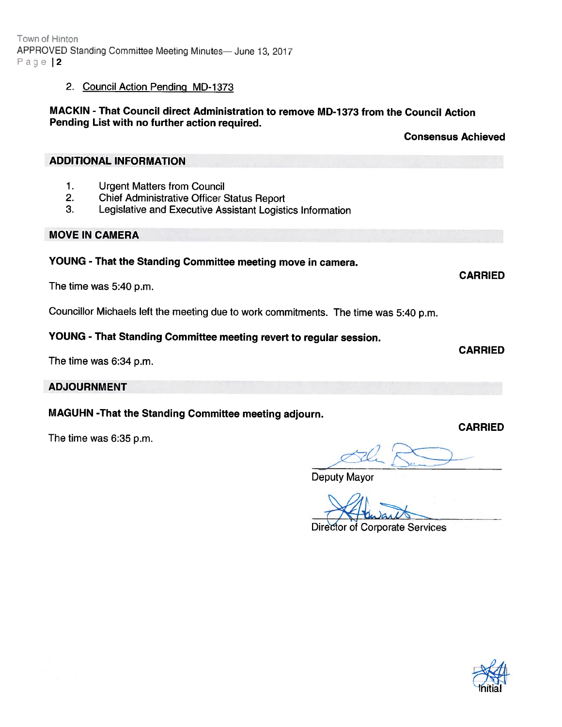2. Council Action Pending MD-1373

**MACKIN - That Council direct Administration to remove MD-1373 from the Council Action Pending List with no further action required.**

**Consensus Achieved**

## ADDITIONAL INFORMATION

1. Urgent Matters from Council
2. Chief Administrative Officer Status Report
3. Legislative and Executive Assistant Logistics Information

## MOVE IN CAMERA

**YOUNG - That the Standing Committee meeting move in camera.**

**CARRIED**

The time was 5:40 p.m.

Councillor Michaels left the meeting due to work commitments. The time was 5:40 p.m.

**YOUNG - That Standing Committee meeting revert to regular session.**

**CARRIED**

The time was 6:34 p.m.

## ADJOURNMENT

**MAGUHN -That the Standing Committee meeting adjourn.**

**CARRIED**

The time was 6:35 p.m.

Deputy Mayor

Director of Corporate Services

Initial